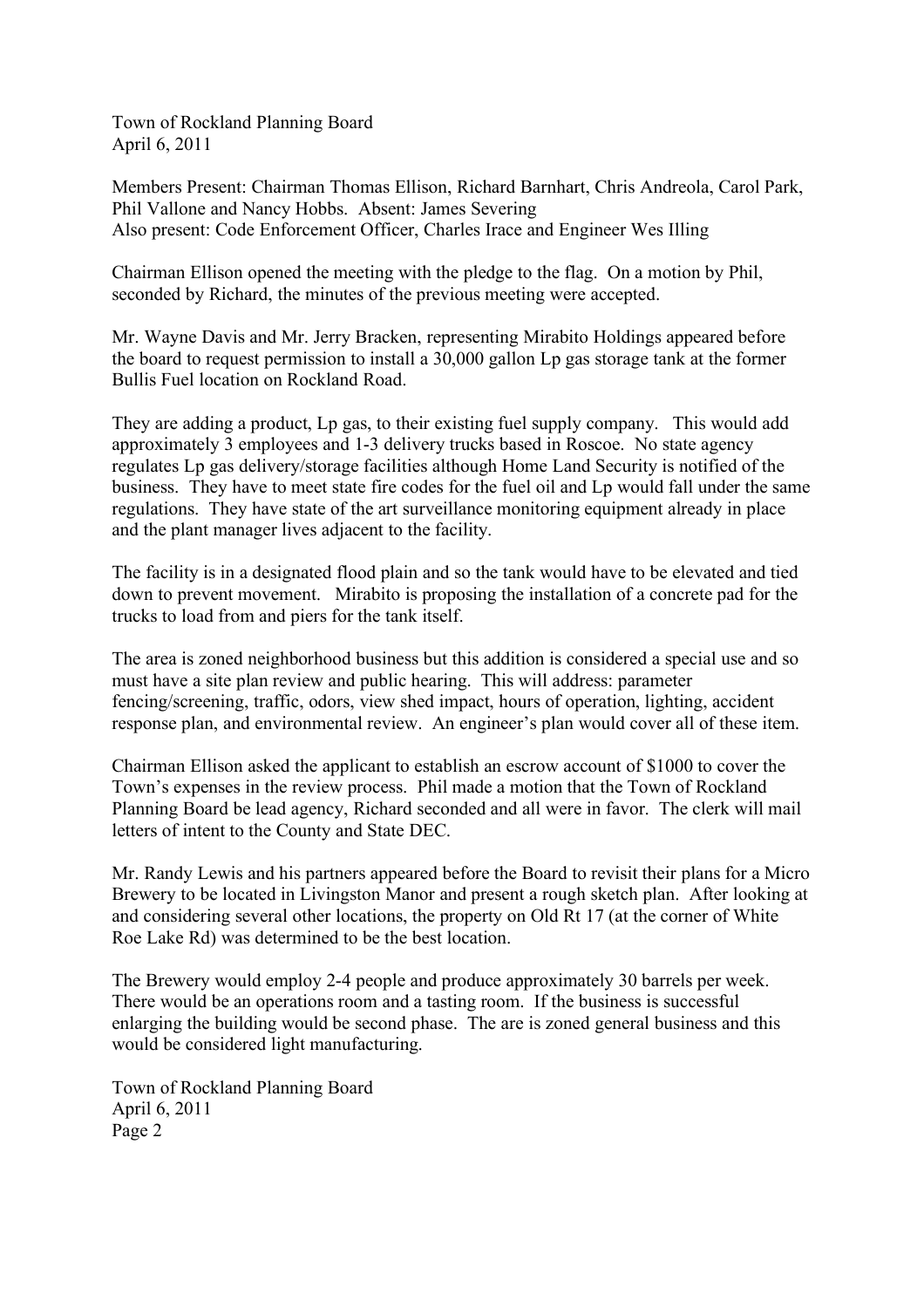Town of Rockland Planning Board
April 6, 2011

Members Present: Chairman Thomas Ellison, Richard Barnhart, Chris Andreola, Carol Park, Phil Vallone and Nancy Hobbs. Absent: James Severing
Also present: Code Enforcement Officer, Charles Irace and Engineer Wes Illing

Chairman Ellison opened the meeting with the pledge to the flag. On a motion by Phil, seconded by Richard, the minutes of the previous meeting were accepted.

Mr. Wayne Davis and Mr. Jerry Bracken, representing Mirabito Holdings appeared before the board to request permission to install a 30,000 gallon Lp gas storage tank at the former Bullis Fuel location on Rockland Road.

They are adding a product, Lp gas, to their existing fuel supply company. This would add approximately 3 employees and 1-3 delivery trucks based in Roscoe. No state agency regulates Lp gas delivery/storage facilities although Home Land Security is notified of the business. They have to meet state fire codes for the fuel oil and Lp would fall under the same regulations. They have state of the art surveillance monitoring equipment already in place and the plant manager lives adjacent to the facility.

The facility is in a designated flood plain and so the tank would have to be elevated and tied down to prevent movement. Mirabito is proposing the installation of a concrete pad for the trucks to load from and piers for the tank itself.

The area is zoned neighborhood business but this addition is considered a special use and so must have a site plan review and public hearing. This will address: parameter fencing/screening, traffic, odors, view shed impact, hours of operation, lighting, accident response plan, and environmental review. An engineer's plan would cover all of these item.

Chairman Ellison asked the applicant to establish an escrow account of $1000 to cover the Town's expenses in the review process. Phil made a motion that the Town of Rockland Planning Board be lead agency, Richard seconded and all were in favor. The clerk will mail letters of intent to the County and State DEC.

Mr. Randy Lewis and his partners appeared before the Board to revisit their plans for a Micro Brewery to be located in Livingston Manor and present a rough sketch plan. After looking at and considering several other locations, the property on Old Rt 17 (at the corner of White Roe Lake Rd) was determined to be the best location.

The Brewery would employ 2-4 people and produce approximately 30 barrels per week. There would be an operations room and a tasting room. If the business is successful enlarging the building would be second phase. The are is zoned general business and this would be considered light manufacturing.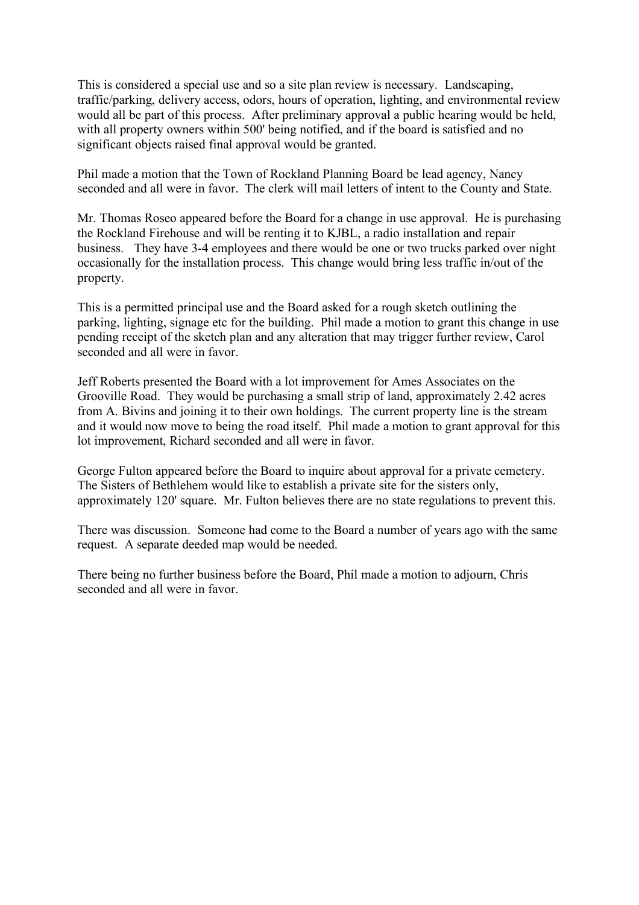This is considered a special use and so a site plan review is necessary. Landscaping, traffic/parking, delivery access, odors, hours of operation, lighting, and environmental review would all be part of this process. After preliminary approval a public hearing would be held, with all property owners within 500' being notified, and if the board is satisfied and no significant objects raised final approval would be granted.

Phil made a motion that the Town of Rockland Planning Board be lead agency, Nancy seconded and all were in favor. The clerk will mail letters of intent to the County and State.

Mr. Thomas Roseo appeared before the Board for a change in use approval. He is purchasing the Rockland Firehouse and will be renting it to KJBL, a radio installation and repair business. They have 3-4 employees and there would be one or two trucks parked over night occasionally for the installation process. This change would bring less traffic in/out of the property.

This is a permitted principal use and the Board asked for a rough sketch outlining the parking, lighting, signage etc for the building. Phil made a motion to grant this change in use pending receipt of the sketch plan and any alteration that may trigger further review, Carol seconded and all were in favor.

Jeff Roberts presented the Board with a lot improvement for Ames Associates on the Grooville Road. They would be purchasing a small strip of land, approximately 2.42 acres from A. Bivins and joining it to their own holdings. The current property line is the stream and it would now move to being the road itself. Phil made a motion to grant approval for this lot improvement, Richard seconded and all were in favor.

George Fulton appeared before the Board to inquire about approval for a private cemetery. The Sisters of Bethlehem would like to establish a private site for the sisters only, approximately 120' square. Mr. Fulton believes there are no state regulations to prevent this.

There was discussion. Someone had come to the Board a number of years ago with the same request. A separate deeded map would be needed.

There being no further business before the Board, Phil made a motion to adjourn, Chris seconded and all were in favor.